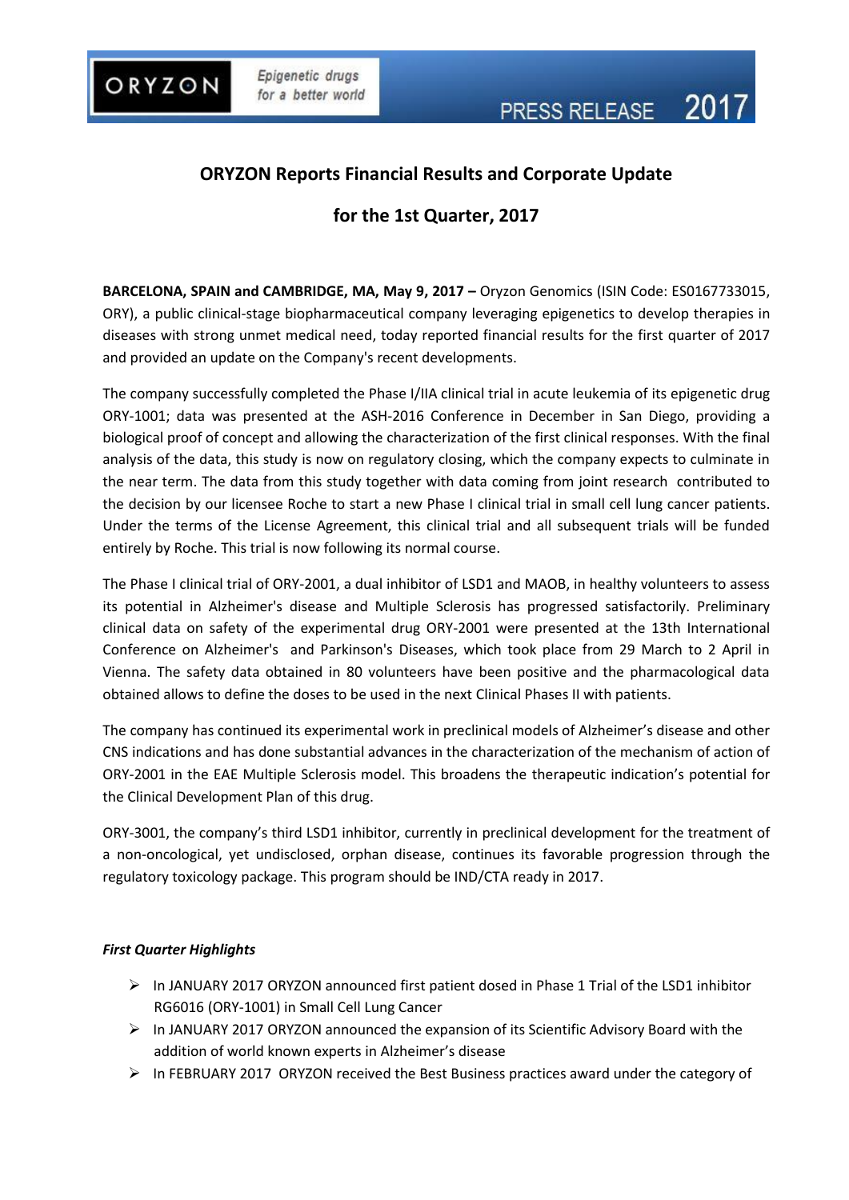ORYZON — Epigenetic drugs for a better world — PRESS RELEASE 2017

# ORYZON Reports Financial Results and Corporate Update for the 1st Quarter, 2017

**BARCELONA, SPAIN and CAMBRIDGE, MA, May 9, 2017 –** Oryzon Genomics (ISIN Code: ES0167733015, ORY), a public clinical-stage biopharmaceutical company leveraging epigenetics to develop therapies in diseases with strong unmet medical need, today reported financial results for the first quarter of 2017 and provided an update on the Company's recent developments.

The company successfully completed the Phase I/IIA clinical trial in acute leukemia of its epigenetic drug ORY-1001; data was presented at the ASH-2016 Conference in December in San Diego, providing a biological proof of concept and allowing the characterization of the first clinical responses. With the final analysis of the data, this study is now on regulatory closing, which the company expects to culminate in the near term. The data from this study together with data coming from joint research contributed to the decision by our licensee Roche to start a new Phase I clinical trial in small cell lung cancer patients. Under the terms of the License Agreement, this clinical trial and all subsequent trials will be funded entirely by Roche. This trial is now following its normal course.

The Phase I clinical trial of ORY-2001, a dual inhibitor of LSD1 and MAOB, in healthy volunteers to assess its potential in Alzheimer's disease and Multiple Sclerosis has progressed satisfactorily. Preliminary clinical data on safety of the experimental drug ORY-2001 were presented at the 13th International Conference on Alzheimer's and Parkinson's Diseases, which took place from 29 March to 2 April in Vienna. The safety data obtained in 80 volunteers have been positive and the pharmacological data obtained allows to define the doses to be used in the next Clinical Phases II with patients.

The company has continued its experimental work in preclinical models of Alzheimer's disease and other CNS indications and has done substantial advances in the characterization of the mechanism of action of ORY-2001 in the EAE Multiple Sclerosis model. This broadens the therapeutic indication's potential for the Clinical Development Plan of this drug.

ORY-3001, the company's third LSD1 inhibitor, currently in preclinical development for the treatment of a non-oncological, yet undisclosed, orphan disease, continues its favorable progression through the regulatory toxicology package. This program should be IND/CTA ready in 2017.

***First Quarter Highlights***

- In JANUARY 2017 ORYZON announced first patient dosed in Phase 1 Trial of the LSD1 inhibitor RG6016 (ORY-1001) in Small Cell Lung Cancer
- In JANUARY 2017 ORYZON announced the expansion of its Scientific Advisory Board with the addition of world known experts in Alzheimer's disease
- In FEBRUARY 2017 ORYZON received the Best Business practices award under the category of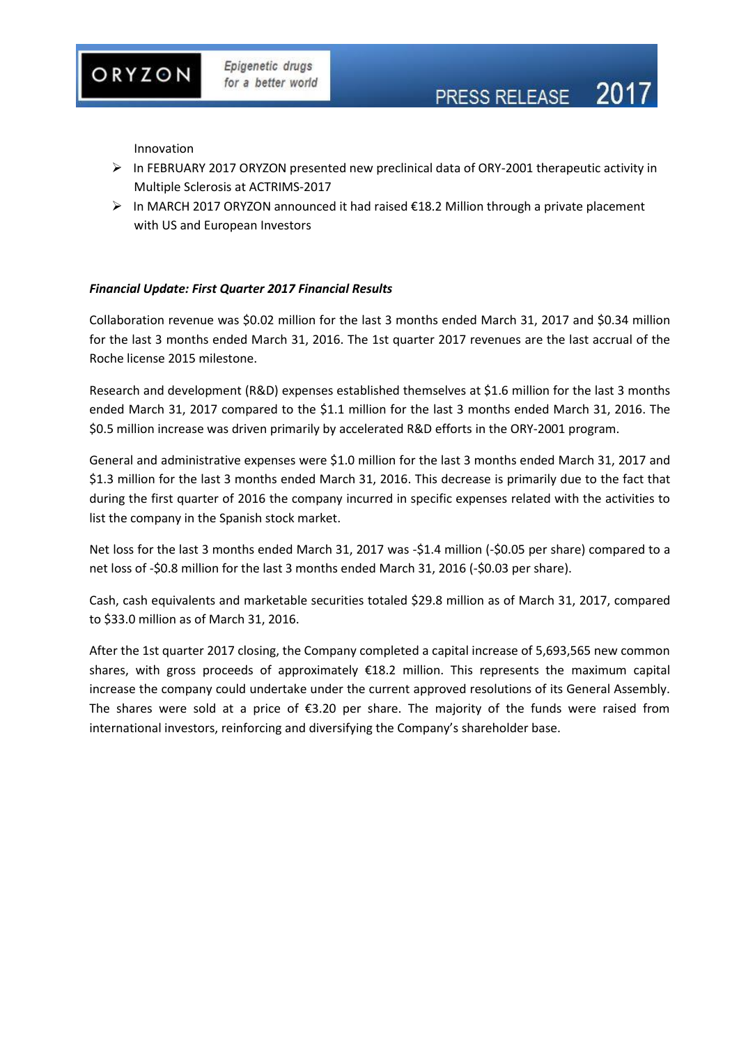Innovation

- In FEBRUARY 2017 ORYZON presented new preclinical data of ORY-2001 therapeutic activity in Multiple Sclerosis at ACTRIMS-2017
- In MARCH 2017 ORYZON announced it had raised €18.2 Million through a private placement with US and European Investors

***Financial Update: First Quarter 2017 Financial Results***

Collaboration revenue was $0.02 million for the last 3 months ended March 31, 2017 and $0.34 million for the last 3 months ended March 31, 2016. The 1st quarter 2017 revenues are the last accrual of the Roche license 2015 milestone.

Research and development (R&D) expenses established themselves at $1.6 million for the last 3 months ended March 31, 2017 compared to the $1.1 million for the last 3 months ended March 31, 2016. The $0.5 million increase was driven primarily by accelerated R&D efforts in the ORY-2001 program.

General and administrative expenses were $1.0 million for the last 3 months ended March 31, 2017 and $1.3 million for the last 3 months ended March 31, 2016. This decrease is primarily due to the fact that during the first quarter of 2016 the company incurred in specific expenses related with the activities to list the company in the Spanish stock market.

Net loss for the last 3 months ended March 31, 2017 was -$1.4 million (-$0.05 per share) compared to a net loss of -$0.8 million for the last 3 months ended March 31, 2016 (-$0.03 per share).

Cash, cash equivalents and marketable securities totaled $29.8 million as of March 31, 2017, compared to $33.0 million as of March 31, 2016.

After the 1st quarter 2017 closing, the Company completed a capital increase of 5,693,565 new common shares, with gross proceeds of approximately €18.2 million. This represents the maximum capital increase the company could undertake under the current approved resolutions of its General Assembly. The shares were sold at a price of €3.20 per share. The majority of the funds were raised from international investors, reinforcing and diversifying the Company's shareholder base.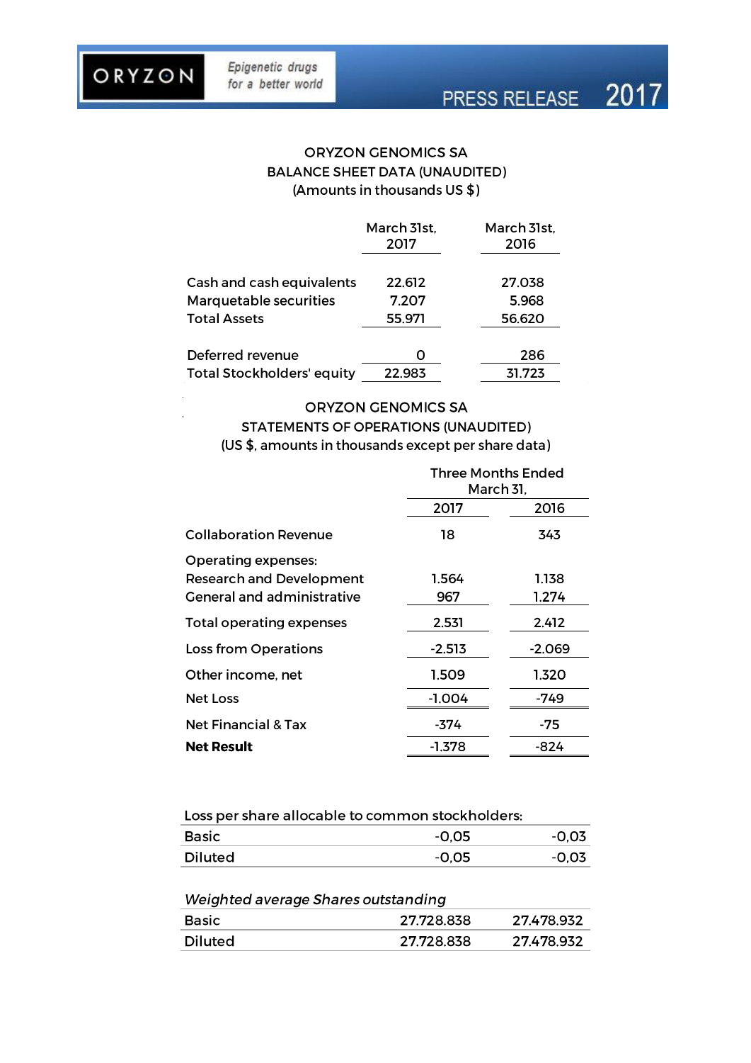ORYZON GENOMICS SA
BALANCE SHEET DATA (UNAUDITED)
(Amounts in thousands US $)

| | March 31st, 2017 | March 31st, 2016 |
|---|---|---|
| Cash and cash equivalents | 22.612 | 27.038 |
| Marquetable securities | 7.207 | 5.968 |
| Total Assets | 55.971 | 56.620 |
| Deferred revenue | 0 | 286 |
| Total Stockholders' equity | 22.983 | 31.723 |

ORYZON GENOMICS SA
STATEMENTS OF OPERATIONS (UNAUDITED)
(US $, amounts in thousands except per share data)

| | Three Months Ended March 31, | |
|---|---|---|
| | 2017 | 2016 |
| Collaboration Revenue | 18 | 343 |
| Operating expenses: | | |
| Research and Development | 1.564 | 1.138 |
| General and administrative | 967 | 1.274 |
| Total operating expenses | 2.531 | 2.412 |
| Loss from Operations | -2.513 | -2.069 |
| Other income, net | 1.509 | 1.320 |
| Net Loss | -1.004 | -749 |
| Net Financial & Tax | -374 | -75 |
| **Net Result** | -1.378 | -824 |

| Loss per share allocable to common stockholders: | | |
|---|---|---|
| Basic | -0,05 | -0,03 |
| Diluted | -0,05 | -0,03 |

| *Weighted average Shares outstanding* | | |
|---|---|---|
| Basic | 27.728.838 | 27.478.932 |
| Diluted | 27.728.838 | 27.478.932 |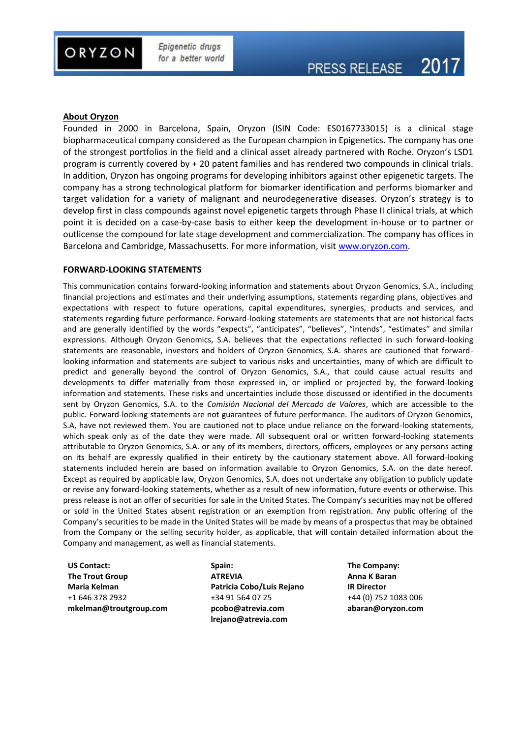**About Oryzon**

Founded in 2000 in Barcelona, Spain, Oryzon (ISIN Code: ES0167733015) is a clinical stage biopharmaceutical company considered as the European champion in Epigenetics. The company has one of the strongest portfolios in the field and a clinical asset already partnered with Roche. Oryzon's LSD1 program is currently covered by + 20 patent families and has rendered two compounds in clinical trials. In addition, Oryzon has ongoing programs for developing inhibitors against other epigenetic targets. The company has a strong technological platform for biomarker identification and performs biomarker and target validation for a variety of malignant and neurodegenerative diseases. Oryzon's strategy is to develop first in class compounds against novel epigenetic targets through Phase II clinical trials, at which point it is decided on a case-by-case basis to either keep the development in-house or to partner or outlicense the compound for late stage development and commercialization. The company has offices in Barcelona and Cambridge, Massachusetts. For more information, visit [www.oryzon.com](http://www.oryzon.com).

**FORWARD-LOOKING STATEMENTS**

This communication contains forward-looking information and statements about Oryzon Genomics, S.A., including financial projections and estimates and their underlying assumptions, statements regarding plans, objectives and expectations with respect to future operations, capital expenditures, synergies, products and services, and statements regarding future performance. Forward-looking statements are statements that are not historical facts and are generally identified by the words "expects", "anticipates", "believes", "intends", "estimates" and similar expressions. Although Oryzon Genomics, S.A. believes that the expectations reflected in such forward-looking statements are reasonable, investors and holders of Oryzon Genomics, S.A. shares are cautioned that forward-looking information and statements are subject to various risks and uncertainties, many of which are difficult to predict and generally beyond the control of Oryzon Genomics, S.A., that could cause actual results and developments to differ materially from those expressed in, or implied or projected by, the forward-looking information and statements. These risks and uncertainties include those discussed or identified in the documents sent by Oryzon Genomics, S.A. to the *Comisión Nacional del Mercado de Valores*, which are accessible to the public. Forward-looking statements are not guarantees of future performance. The auditors of Oryzon Genomics, S.A, have not reviewed them. You are cautioned not to place undue reliance on the forward-looking statements, which speak only as of the date they were made. All subsequent oral or written forward-looking statements attributable to Oryzon Genomics, S.A. or any of its members, directors, officers, employees or any persons acting on its behalf are expressly qualified in their entirety by the cautionary statement above. All forward-looking statements included herein are based on information available to Oryzon Genomics, S.A. on the date hereof. Except as required by applicable law, Oryzon Genomics, S.A. does not undertake any obligation to publicly update or revise any forward-looking statements, whether as a result of new information, future events or otherwise. This press release is not an offer of securities for sale in the United States. The Company's securities may not be offered or sold in the United States absent registration or an exemption from registration. Any public offering of the Company's securities to be made in the United States will be made by means of a prospectus that may be obtained from the Company or the selling security holder, as applicable, that will contain detailed information about the Company and management, as well as financial statements.

**US Contact:**
**The Trout Group**
**Maria Kelman**
+1 646 378 2932
**mkelman@troutgroup.com**

**Spain:**
**ATREVIA**
**Patricia Cobo/Luis Rejano**
+34 91 564 07 25
**pcobo@atrevia.com**
**lrejano@atrevia.com**

**The Company:**
**Anna K Baran**
**IR Director**
+44 (0) 752 1083 006
**abaran@oryzon.com**